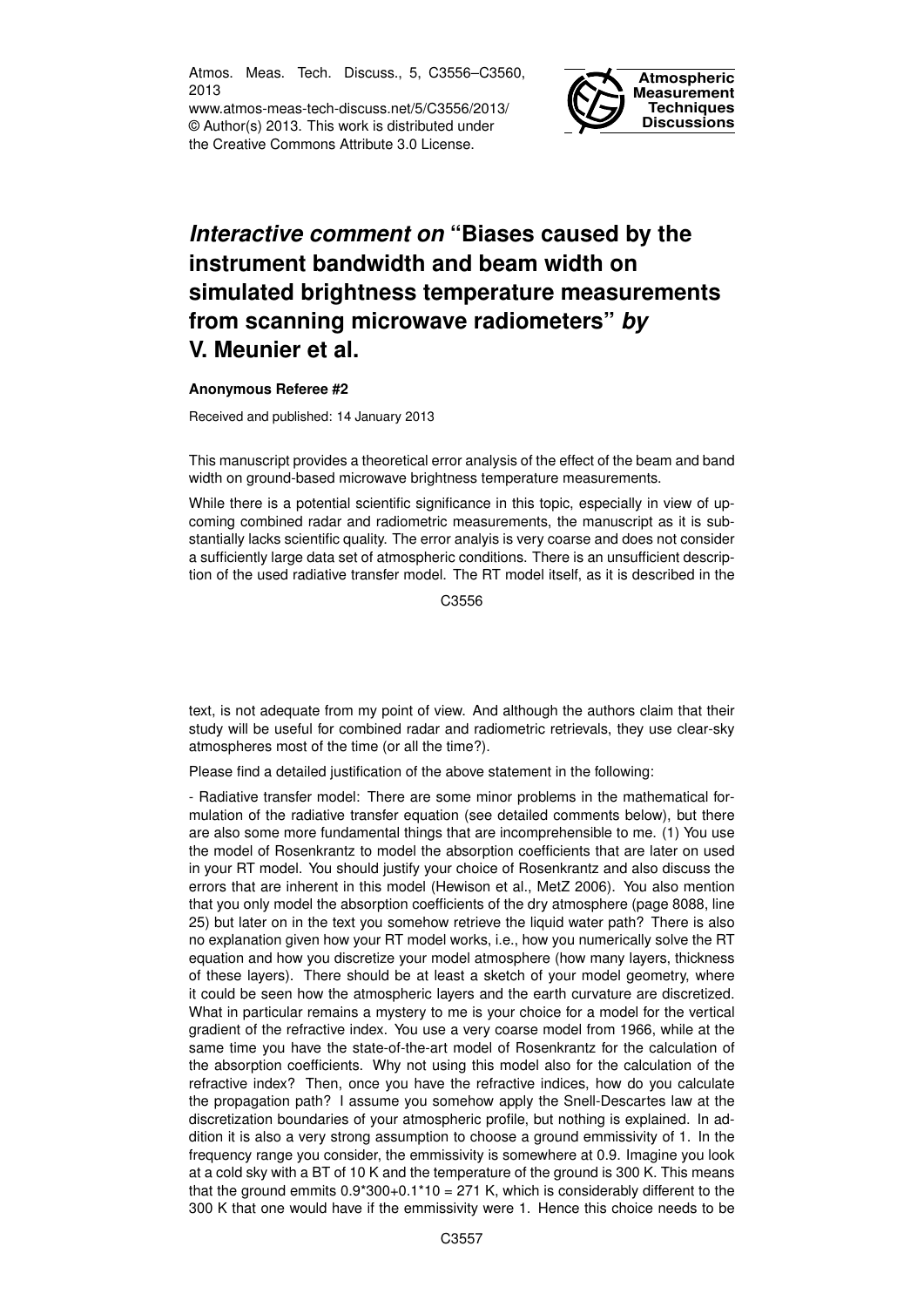# *Interactive comment on* "Biases caused by the instrument bandwidth and beam width on simulated brightness temperature measurements from scanning microwave radiometers" *by* V. Meunier et al.

**Anonymous Referee #2**

Received and published: 14 January 2013

This manuscript provides a theoretical error analysis of the effect of the beam and band width on ground-based microwave brightness temperature measurements.

While there is a potential scientific significance in this topic, especially in view of upcoming combined radar and radiometric measurements, the manuscript as it is substantially lacks scientific quality. The error analyis is very coarse and does not consider a sufficiently large data set of atmospheric conditions. There is an unsufficient description of the used radiative transfer model. The RT model itself, as it is described in the text, is not adequate from my point of view. And although the authors claim that their study will be useful for combined radar and radiometric retrievals, they use clear-sky atmospheres most of the time (or all the time?).

Please find a detailed justification of the above statement in the following:

- Radiative transfer model: There are some minor problems in the mathematical formulation of the radiative transfer equation (see detailed comments below), but there are also some more fundamental things that are incomprehensible to me. (1) You use the model of Rosenkrantz to model the absorption coefficients that are later on used in your RT model. You should justify your choice of Rosenkrantz and also discuss the errors that are inherent in this model (Hewison et al., MetZ 2006). You also mention that you only model the absorption coefficients of the dry atmosphere (page 8088, line 25) but later on in the text you somehow retrieve the liquid water path? There is also no explanation given how your RT model works, i.e., how you numerically solve the RT equation and how you discretize your model atmosphere (how many layers, thickness of these layers). There should be at least a sketch of your model geometry, where it could be seen how the atmospheric layers and the earth curvature are discretized. What in particular remains a mystery to me is your choice for a model for the vertical gradient of the refractive index. You use a very coarse model from 1966, while at the same time you have the state-of-the-art model of Rosenkrantz for the calculation of the absorption coefficients. Why not using this model also for the calculation of the refractive index? Then, once you have the refractive indices, how do you calculate the propagation path? I assume you somehow apply the Snell-Descartes law at the discretization boundaries of your atmospheric profile, but nothing is explained. In addition it is also a very strong assumption to choose a ground emmissivity of 1. In the frequency range you consider, the emmissivity is somewhere at 0.9. Imagine you look at a cold sky with a BT of 10 K and the temperature of the ground is 300 K. This means that the ground emmits 0.9\*300+0.1\*10 = 271 K, which is considerably different to the 300 K that one would have if the emmissivity were 1. Hence this choice needs to be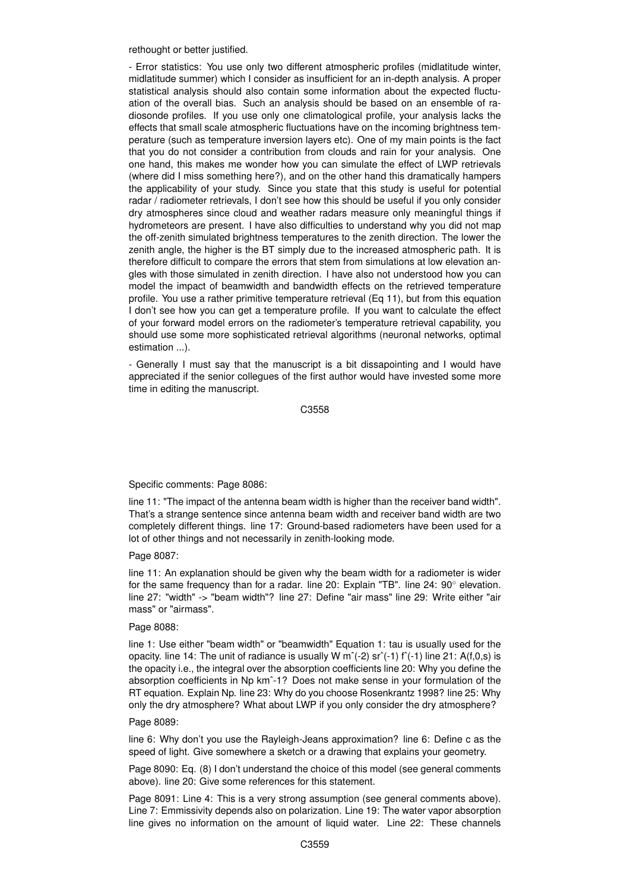rethought or better justified.

- Error statistics: You use only two different atmospheric profiles (midlatitude winter, midlatitude summer) which I consider as insufficient for an in-depth analysis. A proper statistical analysis should also contain some information about the expected fluctuation of the overall bias. Such an analysis should be based on an ensemble of radiosonde profiles. If you use only one climatological profile, your analysis lacks the effects that small scale atmospheric fluctuations have on the incoming brightness temperature (such as temperature inversion layers etc). One of my main points is the fact that you do not consider a contribution from clouds and rain for your analysis. One one hand, this makes me wonder how you can simulate the effect of LWP retrievals (where did I miss something here?), and on the other hand this dramatically hampers the applicability of your study. Since you state that this study is useful for potential radar / radiometer retrievals, I don't see how this should be useful if you only consider dry atmospheres since cloud and weather radars measure only meaningful things if hydrometeors are present. I have also difficulties to understand why you did not map the off-zenith simulated brightness temperatures to the zenith direction. The lower the zenith angle, the higher is the BT simply due to the increased atmospheric path. It is therefore difficult to compare the errors that stem from simulations at low elevation angles with those simulated in zenith direction. I have also not understood how you can model the impact of beamwidth and bandwidth effects on the retrieved temperature profile. You use a rather primitive temperature retrieval (Eq 11), but from this equation I don't see how you can get a temperature profile. If you want to calculate the effect of your forward model errors on the radiometer's temperature retrieval capability, you should use some more sophisticated retrieval algorithms (neuronal networks, optimal estimation ...).

- Generally I must say that the manuscript is a bit dissapointing and I would have appreciated if the senior collegues of the first author would have invested some more time in editing the manuscript.

Specific comments: Page 8086:

line 11: "The impact of the antenna beam width is higher than the receiver band width". That's a strange sentence since antenna beam width and receiver band width are two completely different things. line 17: Ground-based radiometers have been used for a lot of other things and not necessarily in zenith-looking mode.

Page 8087:

line 11: An explanation should be given why the beam width for a radiometer is wider for the same frequency than for a radar. line 20: Explain "TB". line 24: 90° elevation. line 27: "width" -> "beam width"? line 27: Define "air mass" line 29: Write either "air mass" or "airmass".

Page 8088:

line 1: Use either "beam width" or "beamwidth" Equation 1: tau is usually used for the opacity. line 14: The unit of radiance is usually W m^(-2) sr^(-1) f^(-1) line 21: A(f,0,s) is the opacity i.e., the integral over the absorption coefficients line 20: Why you define the absorption coefficients in Np km^-1? Does not make sense in your formulation of the RT equation. Explain Np. line 23: Why do you choose Rosenkrantz 1998? line 25: Why only the dry atmosphere? What about LWP if you only consider the dry atmosphere?

Page 8089:

line 6: Why don't you use the Rayleigh-Jeans approximation? line 6: Define c as the speed of light. Give somewhere a sketch or a drawing that explains your geometry.

Page 8090: Eq. (8) I don't understand the choice of this model (see general comments above). line 20: Give some references for this statement.

Page 8091: Line 4: This is a very strong assumption (see general comments above). Line 7: Emmissivity depends also on polarization. Line 19: The water vapor absorption line gives no information on the amount of liquid water. Line 22: These channels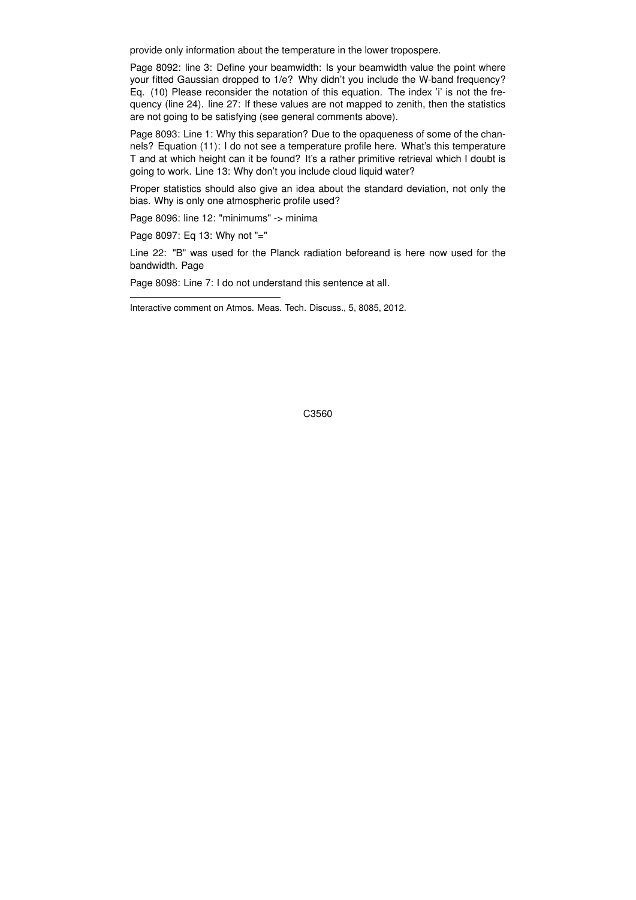provide only information about the temperature in the lower tropospere.

Page 8092: line 3: Define your beamwidth: Is your beamwidth value the point where your fitted Gaussian dropped to 1/e? Why didn't you include the W-band frequency? Eq. (10) Please reconsider the notation of this equation. The index 'i' is not the frequency (line 24). line 27: If these values are not mapped to zenith, then the statistics are not going to be satisfying (see general comments above).

Page 8093: Line 1: Why this separation? Due to the opaqueness of some of the channels? Equation (11): I do not see a temperature profile here. What's this temperature T and at which height can it be found? It's a rather primitive retrieval which I doubt is going to work. Line 13: Why don't you include cloud liquid water?

Proper statistics should also give an idea about the standard deviation, not only the bias. Why is only one atmospheric profile used?

Page 8096: line 12: "minimums" -> minima

Page 8097: Eq 13: Why not "="

Line 22: "B" was used for the Planck radiation beforeand is here now used for the bandwidth. Page

Page 8098: Line 7: I do not understand this sentence at all.

---

Interactive comment on Atmos. Meas. Tech. Discuss., 5, 8085, 2012.